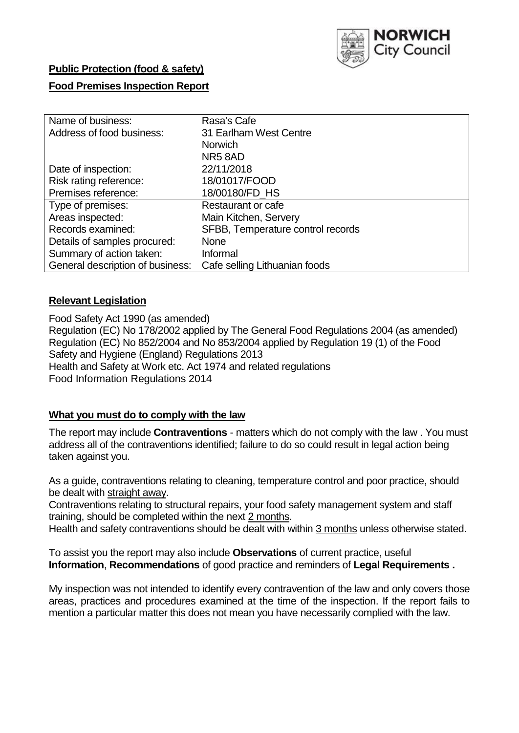**Public Protection (food & safety)**

**Food Premises Inspection Report**

| | |
|---|---|
| Name of business: | Rasa's Cafe |
| Address of food business: | 31 Earlham West Centre<br>Norwich<br>NR5 8AD |
| Date of inspection: | 22/11/2018 |
| Risk rating reference: | 18/01017/FOOD |
| Premises reference: | 18/00180/FD_HS |
| Type of premises: | Restaurant or cafe |
| Areas inspected: | Main Kitchen, Servery |
| Records examined: | SFBB, Temperature control records |
| Details of samples procured: | None |
| Summary of action taken: | Informal |
| General description of business: | Cafe selling Lithuanian foods |

## **Relevant Legislation**

Food Safety Act 1990 (as amended)
Regulation (EC) No 178/2002 applied by The General Food Regulations 2004 (as amended)
Regulation (EC) No 852/2004 and No 853/2004 applied by Regulation 19 (1) of the Food Safety and Hygiene (England) Regulations 2013
Health and Safety at Work etc. Act 1974 and related regulations
Food Information Regulations 2014

## **What you must do to comply with the law**

The report may include **Contraventions** - matters which do not comply with the law . You must address all of the contraventions identified; failure to do so could result in legal action being taken against you.

As a guide, contraventions relating to cleaning, temperature control and poor practice, should be dealt with straight away.
Contraventions relating to structural repairs, your food safety management system and staff training, should be completed within the next 2 months.
Health and safety contraventions should be dealt with within 3 months unless otherwise stated.

To assist you the report may also include **Observations** of current practice, useful **Information**, **Recommendations** of good practice and reminders of **Legal Requirements .**

My inspection was not intended to identify every contravention of the law and only covers those areas, practices and procedures examined at the time of the inspection. If the report fails to mention a particular matter this does not mean you have necessarily complied with the law.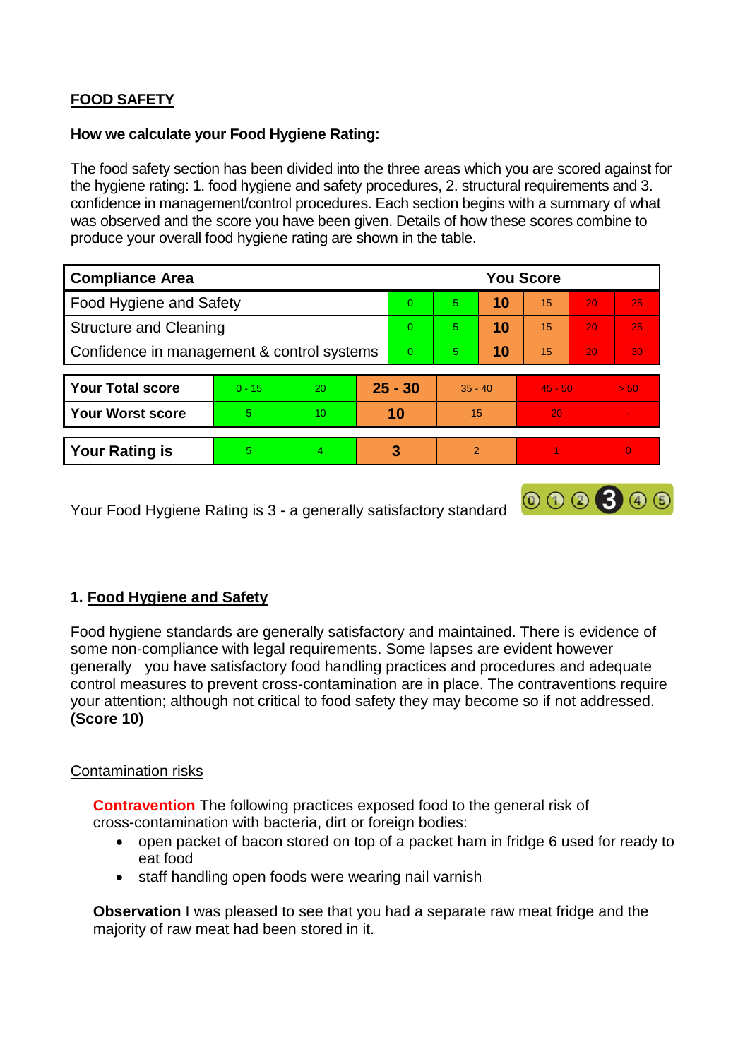**FOOD SAFETY**

**How we calculate your Food Hygiene Rating:**

The food safety section has been divided into the three areas which you are scored against for the hygiene rating: 1. food hygiene and safety procedures, 2. structural requirements and 3. confidence in management/control procedures. Each section begins with a summary of what was observed and the score you have been given. Details of how these scores combine to produce your overall food hygiene rating are shown in the table.

| Compliance Area | You Score | | | | | |
|---|---|---|---|---|---|---|
| Food Hygiene and Safety | 0 | 5 | **10** | 15 | 20 | 25 |
| Structure and Cleaning | 0 | 5 | **10** | 15 | 20 | 25 |
| Confidence in management & control systems | 0 | 5 | **10** | 15 | 20 | 30 |

| | | | | | | |
|---|---|---|---|---|---|---|
| **Your Total score** | 0 - 15 | 20 | **25 - 30** | 35 - 40 | 45 - 50 | > 50 |
| **Your Worst score** | 5 | 10 | **10** | 15 | 20 | - |

| | | | | | | |
|---|---|---|---|---|---|---|
| **Your Rating is** | 5 | 4 | **3** | 2 | 1 | 0 |

Your Food Hygiene Rating is 3 - a generally satisfactory standard

## 1. Food Hygiene and Safety

Food hygiene standards are generally satisfactory and maintained. There is evidence of some non-compliance with legal requirements. Some lapses are evident however generally you have satisfactory food handling practices and procedures and adequate control measures to prevent cross-contamination are in place. The contraventions require your attention; although not critical to food safety they may become so if not addressed. **(Score 10)**

Contamination risks

**Contravention** The following practices exposed food to the general risk of cross-contamination with bacteria, dirt or foreign bodies:

- open packet of bacon stored on top of a packet ham in fridge 6 used for ready to eat food
- staff handling open foods were wearing nail varnish

**Observation** I was pleased to see that you had a separate raw meat fridge and the majority of raw meat had been stored in it.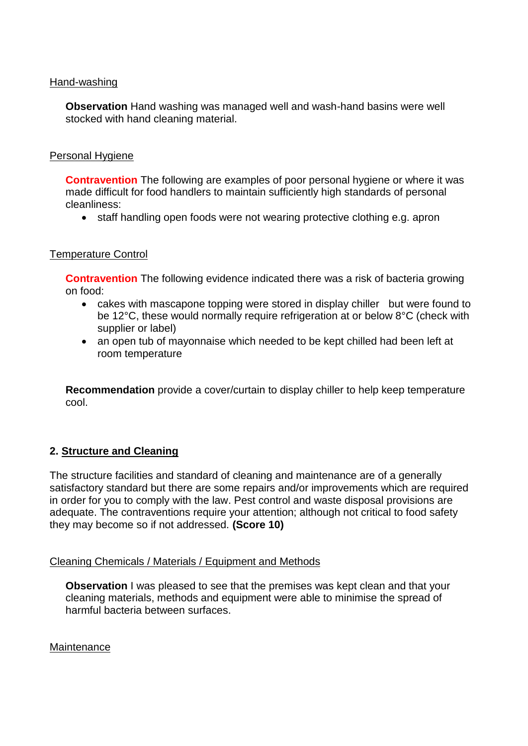Hand-washing

**Observation** Hand washing was managed well and wash-hand basins were well stocked with hand cleaning material.

Personal Hygiene

**Contravention** The following are examples of poor personal hygiene or where it was made difficult for food handlers to maintain sufficiently high standards of personal cleanliness:

- staff handling open foods were not wearing protective clothing e.g. apron

Temperature Control

**Contravention** The following evidence indicated there was a risk of bacteria growing on food:

- cakes with mascapone topping were stored in display chiller but were found to be 12°C, these would normally require refrigeration at or below 8°C (check with supplier or label)
- an open tub of mayonnaise which needed to be kept chilled had been left at room temperature

**Recommendation** provide a cover/curtain to display chiller to help keep temperature cool.

## 2. Structure and Cleaning

The structure facilities and standard of cleaning and maintenance are of a generally satisfactory standard but there are some repairs and/or improvements which are required in order for you to comply with the law. Pest control and waste disposal provisions are adequate. The contraventions require your attention; although not critical to food safety they may become so if not addressed. **(Score 10)**

Cleaning Chemicals / Materials / Equipment and Methods

**Observation** I was pleased to see that the premises was kept clean and that your cleaning materials, methods and equipment were able to minimise the spread of harmful bacteria between surfaces.

Maintenance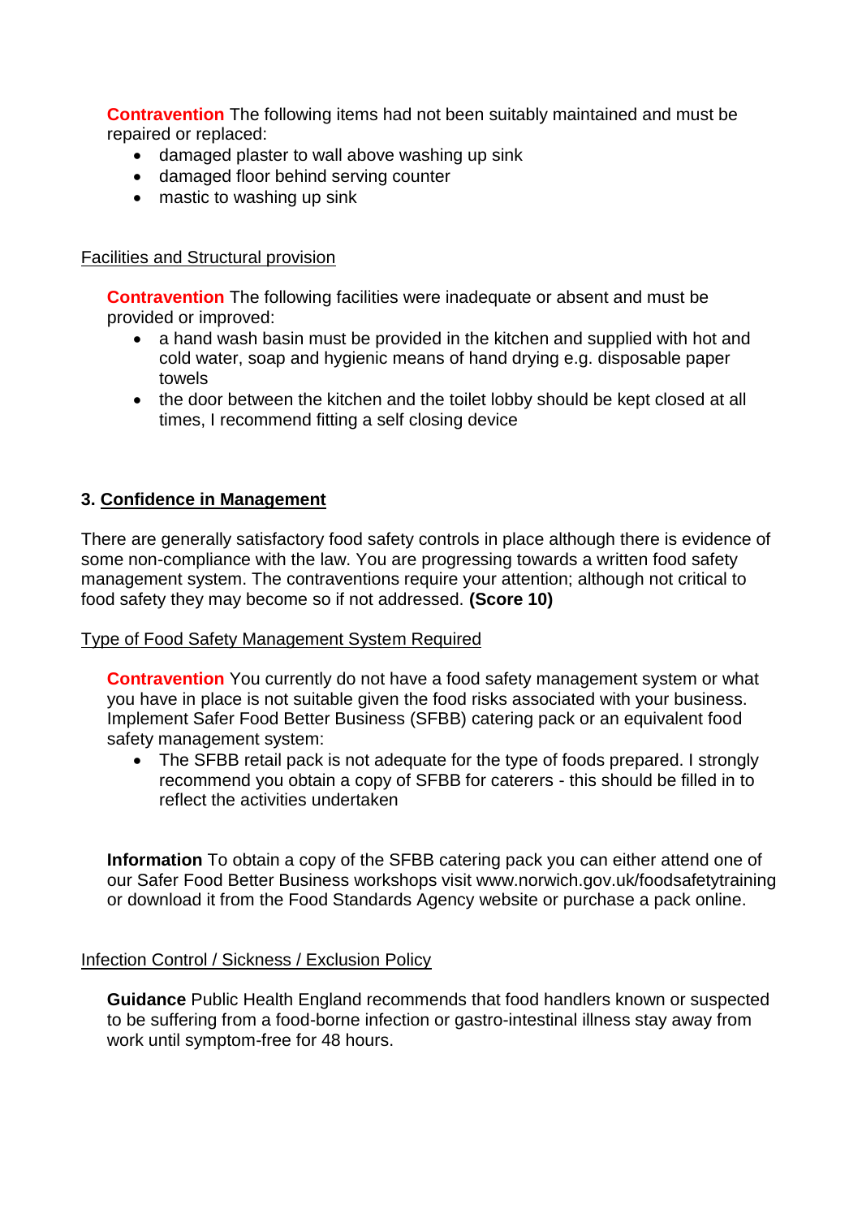**Contravention** The following items had not been suitably maintained and must be repaired or replaced:

- damaged plaster to wall above washing up sink
- damaged floor behind serving counter
- mastic to washing up sink

Facilities and Structural provision

**Contravention** The following facilities were inadequate or absent and must be provided or improved:

- a hand wash basin must be provided in the kitchen and supplied with hot and cold water, soap and hygienic means of hand drying e.g. disposable paper towels
- the door between the kitchen and the toilet lobby should be kept closed at all times, I recommend fitting a self closing device

## 3. Confidence in Management

There are generally satisfactory food safety controls in place although there is evidence of some non-compliance with the law. You are progressing towards a written food safety management system. The contraventions require your attention; although not critical to food safety they may become so if not addressed. **(Score 10)**

Type of Food Safety Management System Required

**Contravention** You currently do not have a food safety management system or what you have in place is not suitable given the food risks associated with your business. Implement Safer Food Better Business (SFBB) catering pack or an equivalent food safety management system:

- The SFBB retail pack is not adequate for the type of foods prepared. I strongly recommend you obtain a copy of SFBB for caterers - this should be filled in to reflect the activities undertaken

**Information** To obtain a copy of the SFBB catering pack you can either attend one of our Safer Food Better Business workshops visit www.norwich.gov.uk/foodsafetytraining or download it from the Food Standards Agency website or purchase a pack online.

Infection Control / Sickness / Exclusion Policy

**Guidance** Public Health England recommends that food handlers known or suspected to be suffering from a food-borne infection or gastro-intestinal illness stay away from work until symptom-free for 48 hours.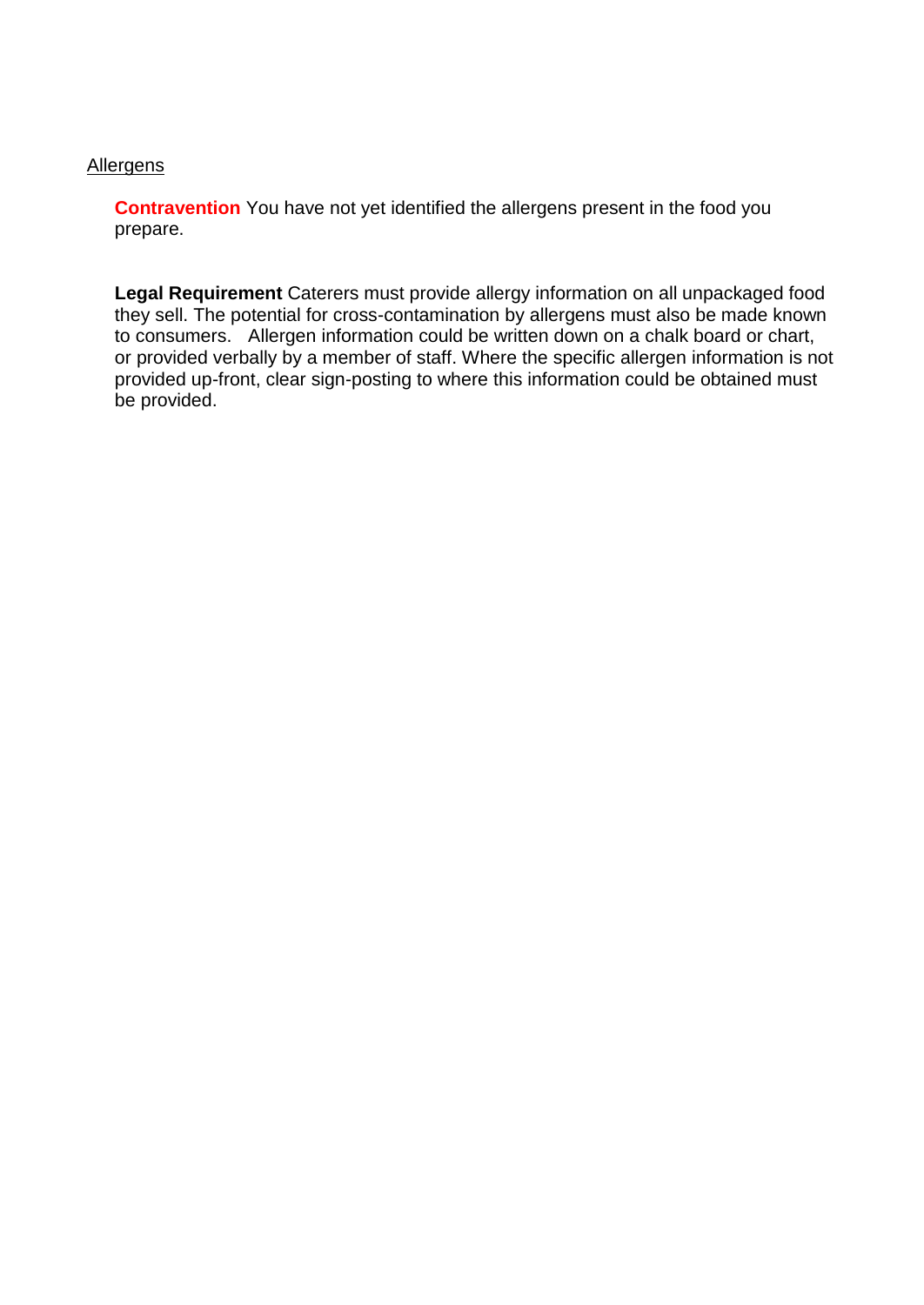Allergens

**Contravention** You have not yet identified the allergens present in the food you prepare.

**Legal Requirement** Caterers must provide allergy information on all unpackaged food they sell. The potential for cross-contamination by allergens must also be made known to consumers. Allergen information could be written down on a chalk board or chart, or provided verbally by a member of staff. Where the specific allergen information is not provided up-front, clear sign-posting to where this information could be obtained must be provided.